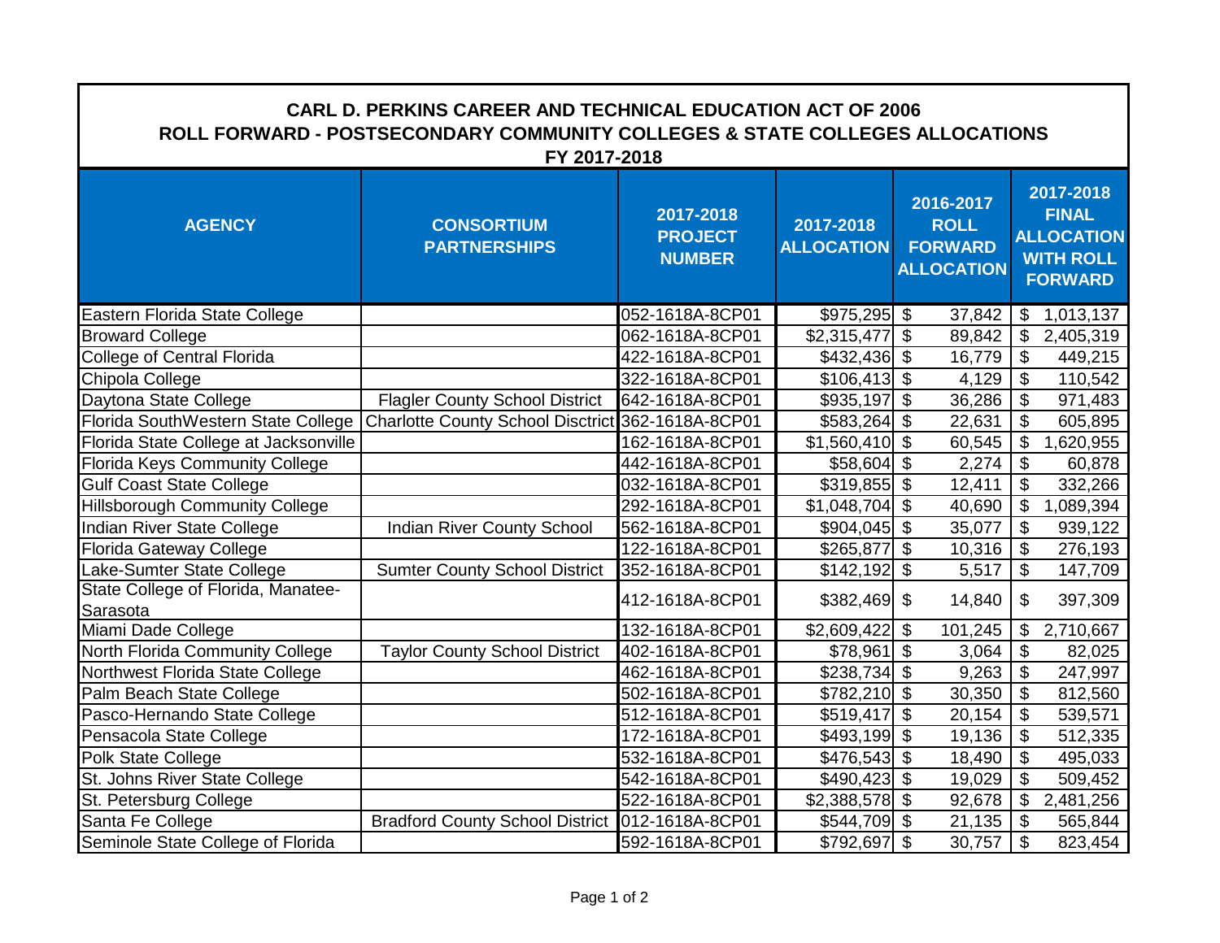# CARL D. PERKINS CAREER AND TECHNICAL EDUCATION ACT OF 2006

## ROLL FORWARD - POSTSECONDARY COMMUNITY COLLEGES & STATE COLLEGES ALLOCATIONS

### FY 2017-2018

| AGENCY | CONSORTIUM PARTNERSHIPS | 2017-2018 PROJECT NUMBER | 2017-2018 ALLOCATION | 2016-2017 ROLL FORWARD ALLOCATION | 2017-2018 FINAL ALLOCATION WITH ROLL FORWARD |
|---|---|---|---|---|---|
| Eastern Florida State College | | 052-1618A-8CP01 | $975,295 | $ 37,842 | $ 1,013,137 |
| Broward College | | 062-1618A-8CP01 | $2,315,477 | $ 89,842 | $ 2,405,319 |
| College of Central Florida | | 422-1618A-8CP01 | $432,436 | $ 16,779 | $ 449,215 |
| Chipola College | | 322-1618A-8CP01 | $106,413 | $ 4,129 | $ 110,542 |
| Daytona State College | Flagler County School District | 642-1618A-8CP01 | $935,197 | $ 36,286 | $ 971,483 |
| Florida SouthWestern State College | Charlotte County School Disctrict | 362-1618A-8CP01 | $583,264 | $ 22,631 | $ 605,895 |
| Florida State College at Jacksonville | | 162-1618A-8CP01 | $1,560,410 | $ 60,545 | $ 1,620,955 |
| Florida Keys Community College | | 442-1618A-8CP01 | $58,604 | $ 2,274 | $ 60,878 |
| Gulf Coast State College | | 032-1618A-8CP01 | $319,855 | $ 12,411 | $ 332,266 |
| Hillsborough Community College | | 292-1618A-8CP01 | $1,048,704 | $ 40,690 | $ 1,089,394 |
| Indian River State College | Indian River County School | 562-1618A-8CP01 | $904,045 | $ 35,077 | $ 939,122 |
| Florida Gateway College | | 122-1618A-8CP01 | $265,877 | $ 10,316 | $ 276,193 |
| Lake-Sumter State College | Sumter County School District | 352-1618A-8CP01 | $142,192 | $ 5,517 | $ 147,709 |
| State College of Florida, Manatee-Sarasota | | 412-1618A-8CP01 | $382,469 | $ 14,840 | $ 397,309 |
| Miami Dade College | | 132-1618A-8CP01 | $2,609,422 | $ 101,245 | $ 2,710,667 |
| North Florida Community College | Taylor County School District | 402-1618A-8CP01 | $78,961 | $ 3,064 | $ 82,025 |
| Northwest Florida State College | | 462-1618A-8CP01 | $238,734 | $ 9,263 | $ 247,997 |
| Palm Beach State College | | 502-1618A-8CP01 | $782,210 | $ 30,350 | $ 812,560 |
| Pasco-Hernando State College | | 512-1618A-8CP01 | $519,417 | $ 20,154 | $ 539,571 |
| Pensacola State College | | 172-1618A-8CP01 | $493,199 | $ 19,136 | $ 512,335 |
| Polk State College | | 532-1618A-8CP01 | $476,543 | $ 18,490 | $ 495,033 |
| St. Johns River State College | | 542-1618A-8CP01 | $490,423 | $ 19,029 | $ 509,452 |
| St. Petersburg College | | 522-1618A-8CP01 | $2,388,578 | $ 92,678 | $ 2,481,256 |
| Santa Fe College | Bradford County School District | 012-1618A-8CP01 | $544,709 | $ 21,135 | $ 565,844 |
| Seminole State College of Florida | | 592-1618A-8CP01 | $792,697 | $ 30,757 | $ 823,454 |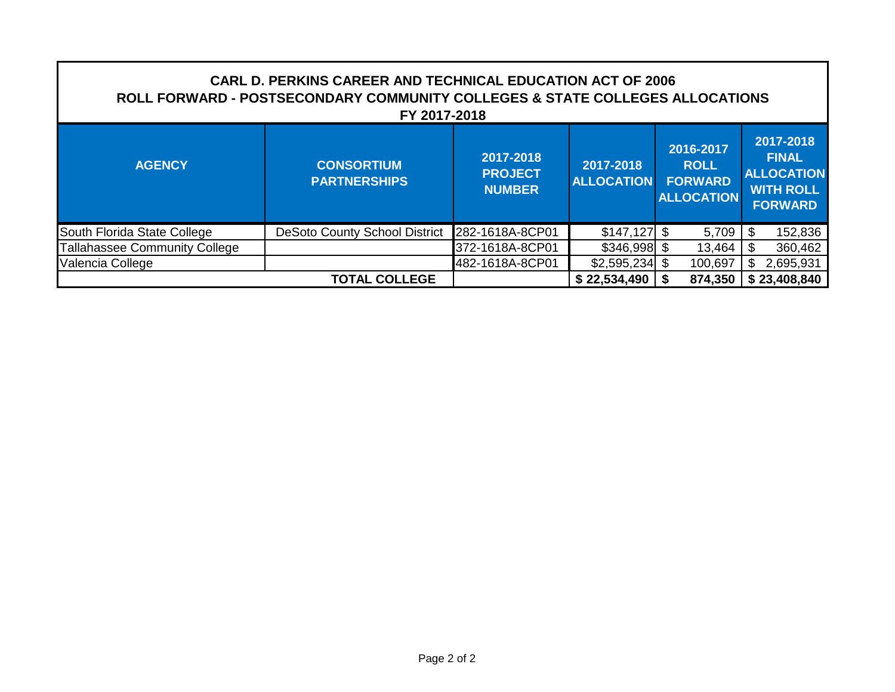# CARL D. PERKINS CAREER AND TECHNICAL EDUCATION ACT OF 2006

## ROLL FORWARD - POSTSECONDARY COMMUNITY COLLEGES & STATE COLLEGES ALLOCATIONS

### FY 2017-2018

| AGENCY | CONSORTIUM PARTNERSHIPS | 2017-2018 PROJECT NUMBER | 2017-2018 ALLOCATION | 2016-2017 ROLL FORWARD ALLOCATION | 2017-2018 FINAL ALLOCATION WITH ROLL FORWARD |
|---|---|---|---|---|---|
| South Florida State College | DeSoto County School District | 282-1618A-8CP01 | $147,127 | $ 5,709 | $ 152,836 |
| Tallahassee Community College | | 372-1618A-8CP01 | $346,998 | $ 13,464 | $ 360,462 |
| Valencia College | | 482-1618A-8CP01 | $2,595,234 | $ 100,697 | $ 2,695,931 |
| **TOTAL COLLEGE** | | | **$ 22,534,490** | **$ 874,350** | **$ 23,408,840** |